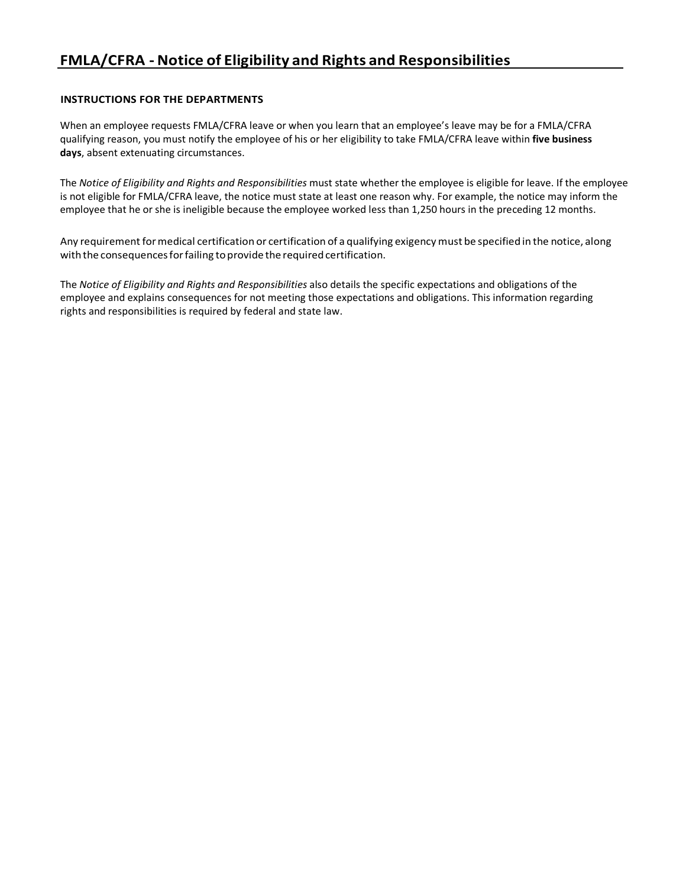# FMLA/CFRA - Notice of Eligibility and Rights and Responsibilities

**INSTRUCTIONS FOR THE DEPARTMENTS**

When an employee requests FMLA/CFRA leave or when you learn that an employee's leave may be for a FMLA/CFRA qualifying reason, you must notify the employee of his or her eligibility to take FMLA/CFRA leave within **five business days**, absent extenuating circumstances.

The *Notice of Eligibility and Rights and Responsibilities* must state whether the employee is eligible for leave. If the employee is not eligible for FMLA/CFRA leave, the notice must state at least one reason why. For example, the notice may inform the employee that he or she is ineligible because the employee worked less than 1,250 hours in the preceding 12 months.

Any requirement for medical certification or certification of a qualifying exigency must be specified in the notice, along with the consequences for failing to provide the required certification.

The *Notice of Eligibility and Rights and Responsibilities* also details the specific expectations and obligations of the employee and explains consequences for not meeting those expectations and obligations. This information regarding rights and responsibilities is required by federal and state law.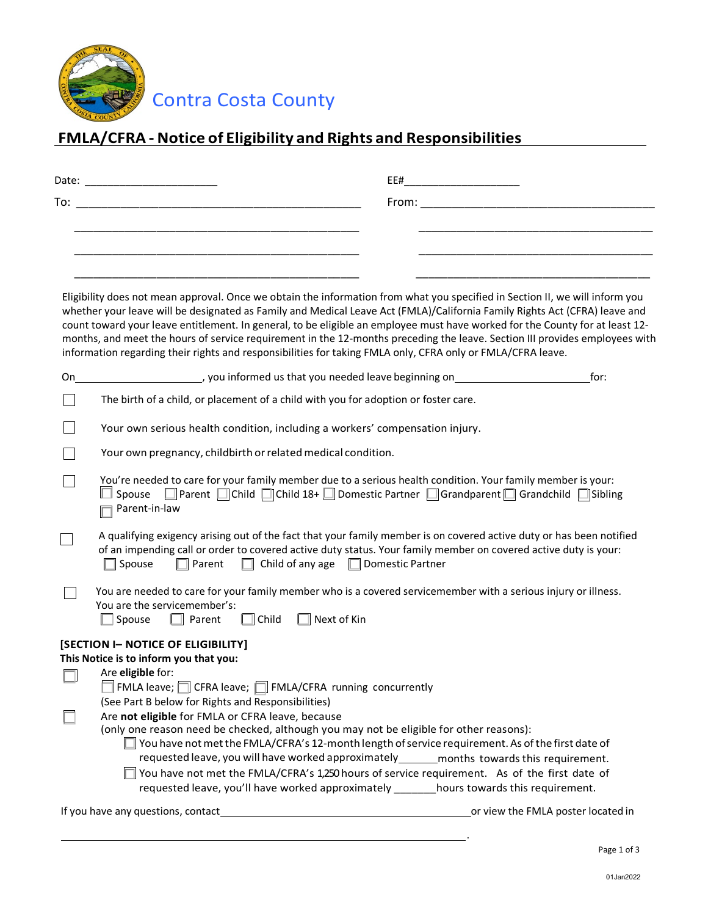Contra Costa County

## FMLA/CFRA - Notice of Eligibility and Rights and Responsibilities

Date: ______________________ EE#____________________

To: _______________________________________________ From: _______________________________________

_______________________________________________ _______________________________________

_______________________________________________ _______________________________________

_______________________________________________ _______________________________________

Eligibility does not mean approval. Once we obtain the information from what you specified in Section II, we will inform you whether your leave will be designated as Family and Medical Leave Act (FMLA)/California Family Rights Act (CFRA) leave and count toward your leave entitlement. In general, to be eligible an employee must have worked for the County for at least 12-months, and meet the hours of service requirement in the 12-months preceding the leave. Section III provides employees with information regarding their rights and responsibilities for taking FMLA only, CFRA only or FMLA/CFRA leave.

On______________________, you informed us that you needed leave beginning on______________________for:

☐ The birth of a child, or placement of a child with you for adoption or foster care.

☐ Your own serious health condition, including a workers' compensation injury.

☐ Your own pregnancy, childbirth or related medical condition.

☐ You're needed to care for your family member due to a serious health condition. Your family member is your:
☐ Spouse ☐ Parent ☐ Child ☐ Child 18+ ☐ Domestic Partner ☐ Grandparent ☐ Grandchild ☐ Sibling
☐ Parent-in-law

☐ A qualifying exigency arising out of the fact that your family member is on covered active duty or has been notified of an impending call or order to covered active duty status. Your family member on covered active duty is your:
☐ Spouse ☐ Parent ☐ Child of any age ☐ Domestic Partner

☐ You are needed to care for your family member who is a covered servicemember with a serious injury or illness. You are the servicemember's:
☐ Spouse ☐ Parent ☐ Child ☐ Next of Kin

**[SECTION I– NOTICE OF ELIGIBILITY]**

**This Notice is to inform you that you:**

☐ Are **eligible** for:
☐ FMLA leave; ☐ CFRA leave; ☐ FMLA/CFRA running concurrently
(See Part B below for Rights and Responsibilities)

☐ Are **not eligible** for FMLA or CFRA leave, because
(only one reason need be checked, although you may not be eligible for other reasons):
- ☐ You have not met the FMLA/CFRA's 12-month length of service requirement. As of the first date of requested leave, you will have worked approximately_______months towards this requirement.
- ☐ You have not met the FMLA/CFRA's 1,250 hours of service requirement. As of the first date of requested leave, you'll have worked approximately _______hours towards this requirement.

If you have any questions, contact_____________________________________________or view the FMLA poster located in

_______________________________________________________________________.

01Jan2022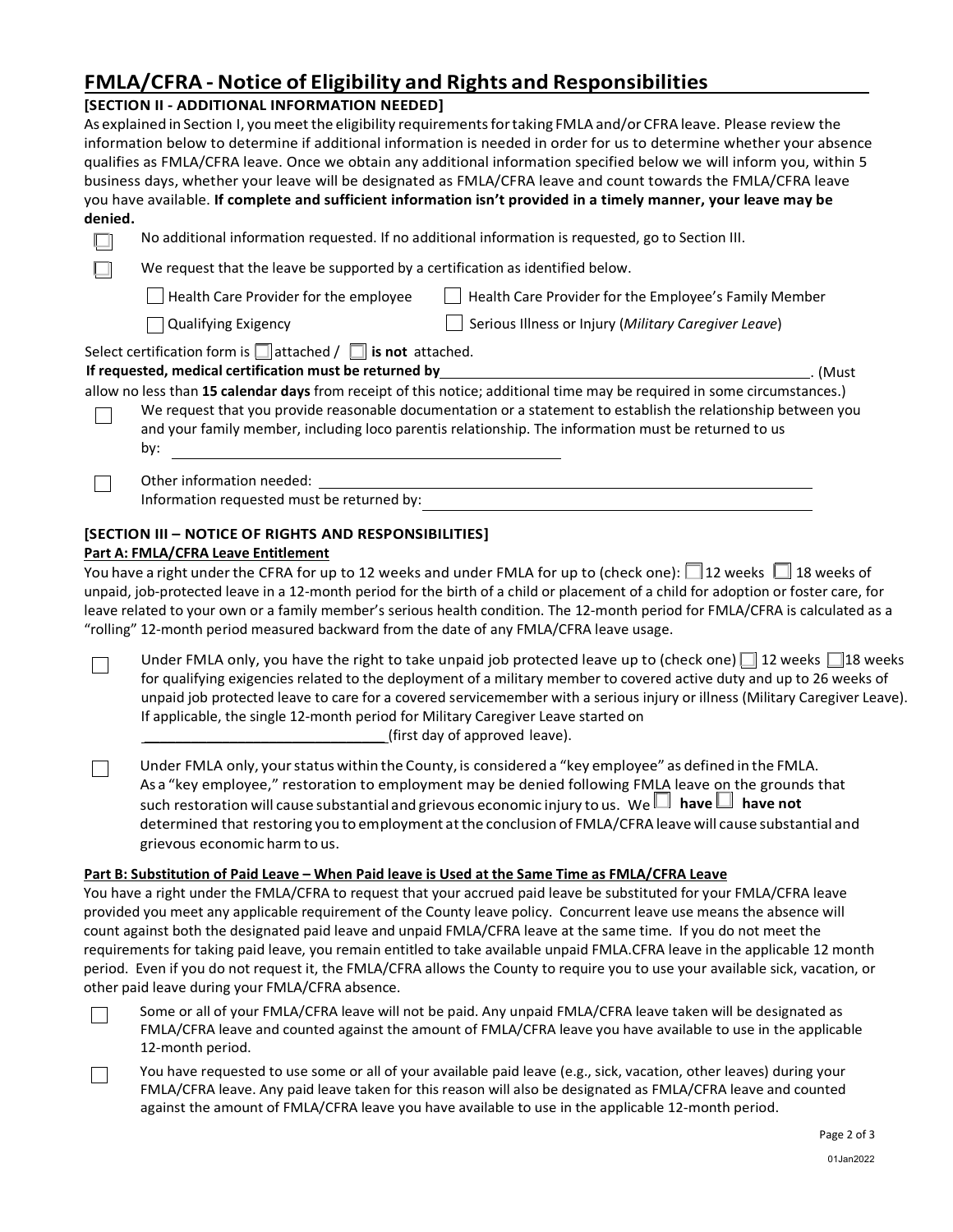## FMLA/CFRA - Notice of Eligibility and Rights and Responsibilities

**[SECTION II - ADDITIONAL INFORMATION NEEDED]**

As explained in Section I, you meet the eligibility requirements for taking FMLA and/or CFRA leave. Please review the information below to determine if additional information is needed in order for us to determine whether your absence qualifies as FMLA/CFRA leave. Once we obtain any additional information specified below we will inform you, within 5 business days, whether your leave will be designated as FMLA/CFRA leave and count towards the FMLA/CFRA leave you have available. **If complete and sufficient information isn't provided in a timely manner, your leave may be denied.**

☐ No additional information requested. If no additional information is requested, go to Section III.

☐ We request that the leave be supported by a certification as identified below.

- ☐ Health Care Provider for the employee
- ☐ Health Care Provider for the Employee's Family Member
- ☐ Qualifying Exigency
- ☐ Serious Illness or Injury (*Military Caregiver Leave*)

Select certification form is ☐ attached / ☐ **is not** attached.

**If requested, medical certification must be returned by** ______________________________. (Must allow no less than **15 calendar days** from receipt of this notice; additional time may be required in some circumstances.)

☐ We request that you provide reasonable documentation or a statement to establish the relationship between you and your family member, including loco parentis relationship. The information must be returned to us by: ______________________________

☐ Other information needed: ______________________________
Information requested must be returned by: ______________________________

**[SECTION III – NOTICE OF RIGHTS AND RESPONSIBILITIES]**

**Part A: FMLA/CFRA Leave Entitlement**

You have a right under the CFRA for up to 12 weeks and under FMLA for up to (check one): ☐ 12 weeks ☐ 18 weeks of unpaid, job-protected leave in a 12-month period for the birth of a child or placement of a child for adoption or foster care, for leave related to your own or a family member's serious health condition. The 12-month period for FMLA/CFRA is calculated as a "rolling" 12-month period measured backward from the date of any FMLA/CFRA leave usage.

☐ Under FMLA only, you have the right to take unpaid job protected leave up to (check one) ☐ 12 weeks ☐ 18 weeks for qualifying exigencies related to the deployment of a military member to covered active duty and up to 26 weeks of unpaid job protected leave to care for a covered servicemember with a serious injury or illness (Military Caregiver Leave). If applicable, the single 12-month period for Military Caregiver Leave started on ______________________________(first day of approved leave).

☐ Under FMLA only, your status within the County, is considered a "key employee" as defined in the FMLA. As a "key employee," restoration to employment may be denied following FMLA leave on the grounds that such restoration will cause substantial and grievous economic injury to us. We ☐ **have** ☐ **have not** determined that restoring you to employment at the conclusion of FMLA/CFRA leave will cause substantial and grievous economic harm to us.

**Part B: Substitution of Paid Leave – When Paid leave is Used at the Same Time as FMLA/CFRA Leave**

You have a right under the FMLA/CFRA to request that your accrued paid leave be substituted for your FMLA/CFRA leave provided you meet any applicable requirement of the County leave policy. Concurrent leave use means the absence will count against both the designated paid leave and unpaid FMLA/CFRA leave at the same time. If you do not meet the requirements for taking paid leave, you remain entitled to take available unpaid FMLA.CFRA leave in the applicable 12 month period. Even if you do not request it, the FMLA/CFRA allows the County to require you to use your available sick, vacation, or other paid leave during your FMLA/CFRA absence.

☐ Some or all of your FMLA/CFRA leave will not be paid. Any unpaid FMLA/CFRA leave taken will be designated as FMLA/CFRA leave and counted against the amount of FMLA/CFRA leave you have available to use in the applicable 12-month period.

☐ You have requested to use some or all of your available paid leave (e.g., sick, vacation, other leaves) during your FMLA/CFRA leave. Any paid leave taken for this reason will also be designated as FMLA/CFRA leave and counted against the amount of FMLA/CFRA leave you have available to use in the applicable 12-month period.

01Jan2022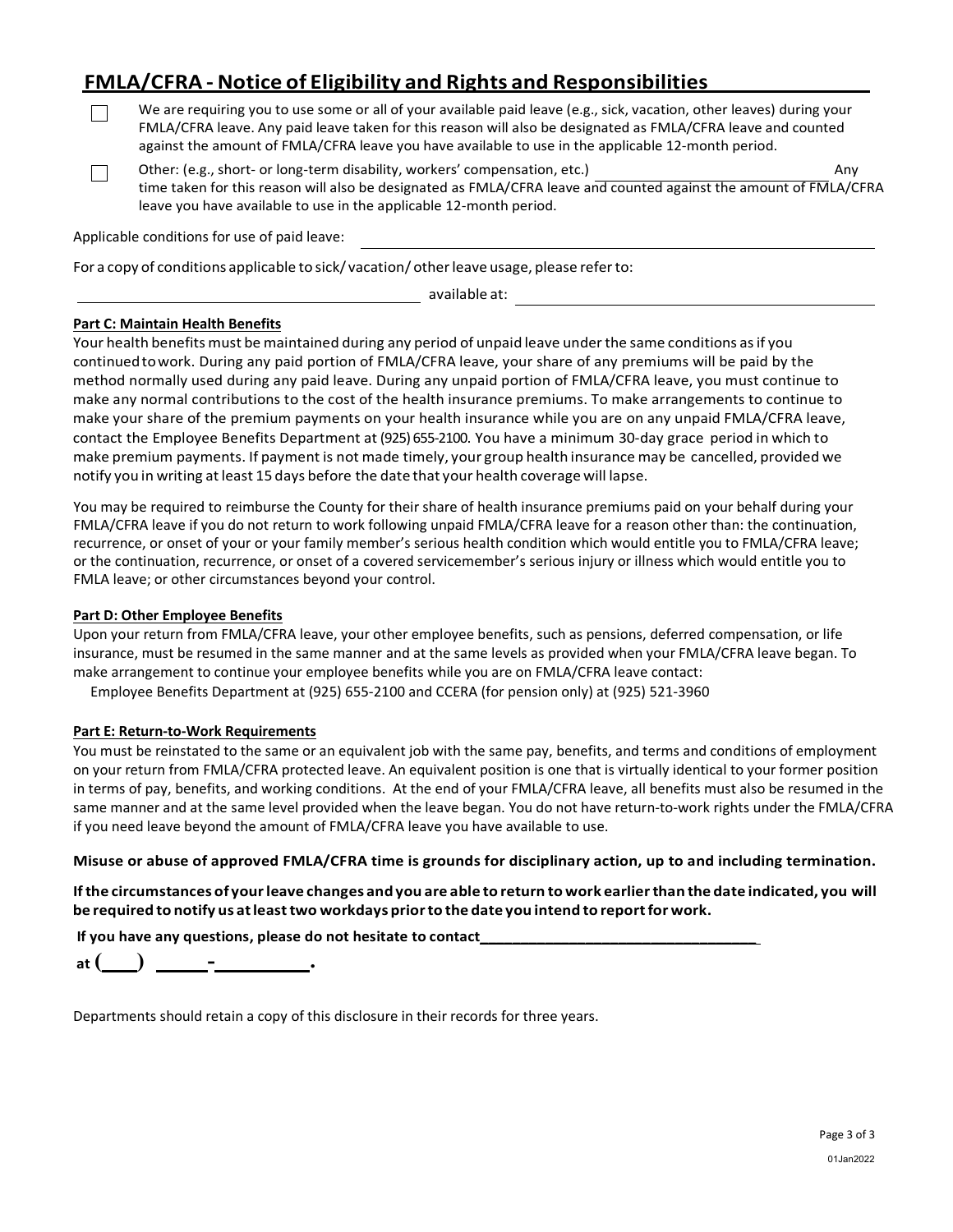## FMLA/CFRA - Notice of Eligibility and Rights and Responsibilities

☐ We are requiring you to use some or all of your available paid leave (e.g., sick, vacation, other leaves) during your FMLA/CFRA leave. Any paid leave taken for this reason will also be designated as FMLA/CFRA leave and counted against the amount of FMLA/CFRA leave you have available to use in the applicable 12-month period.

☐ Other: (e.g., short- or long-term disability, workers' compensation, etc.) ______________________________ Any time taken for this reason will also be designated as FMLA/CFRA leave and counted against the amount of FMLA/CFRA leave you have available to use in the applicable 12-month period.

Applicable conditions for use of paid leave: ______________________________________________

For a copy of conditions applicable to sick/ vacation/ other leave usage, please refer to:

______________________________ available at: ______________________________

**Part C: Maintain Health Benefits**

Your health benefits must be maintained during any period of unpaid leave under the same conditions as if you continued to work. During any paid portion of FMLA/CFRA leave, your share of any premiums will be paid by the method normally used during any paid leave. During any unpaid portion of FMLA/CFRA leave, you must continue to make any normal contributions to the cost of the health insurance premiums. To make arrangements to continue to make your share of the premium payments on your health insurance while you are on any unpaid FMLA/CFRA leave, contact the Employee Benefits Department at (925) 655-2100. You have a minimum 30-day grace period in which to make premium payments. If payment is not made timely, your group health insurance may be cancelled, provided we notify you in writing at least 15 days before the date that your health coverage will lapse.

You may be required to reimburse the County for their share of health insurance premiums paid on your behalf during your FMLA/CFRA leave if you do not return to work following unpaid FMLA/CFRA leave for a reason other than: the continuation, recurrence, or onset of your or your family member's serious health condition which would entitle you to FMLA/CFRA leave; or the continuation, recurrence, or onset of a covered servicemember's serious injury or illness which would entitle you to FMLA leave; or other circumstances beyond your control.

**Part D: Other Employee Benefits**

Upon your return from FMLA/CFRA leave, your other employee benefits, such as pensions, deferred compensation, or life insurance, must be resumed in the same manner and at the same levels as provided when your FMLA/CFRA leave began. To make arrangement to continue your employee benefits while you are on FMLA/CFRA leave contact:

Employee Benefits Department at (925) 655-2100 and CCERA (for pension only) at (925) 521-3960

**Part E: Return-to-Work Requirements**

You must be reinstated to the same or an equivalent job with the same pay, benefits, and terms and conditions of employment on your return from FMLA/CFRA protected leave. An equivalent position is one that is virtually identical to your former position in terms of pay, benefits, and working conditions. At the end of your FMLA/CFRA leave, all benefits must also be resumed in the same manner and at the same level provided when the leave began. You do not have return-to-work rights under the FMLA/CFRA if you need leave beyond the amount of FMLA/CFRA leave you have available to use.

**Misuse or abuse of approved FMLA/CFRA time is grounds for disciplinary action, up to and including termination.**

**If the circumstances of your leave changes and you are able to return to work earlier than the date indicated, you will be required to notify us at least two workdays prior to the date you intend to report for work.**

**If you have any questions, please do not hesitate to contact______________________________**

**at (____) _____-_________.**

Departments should retain a copy of this disclosure in their records for three years.

01Jan2022